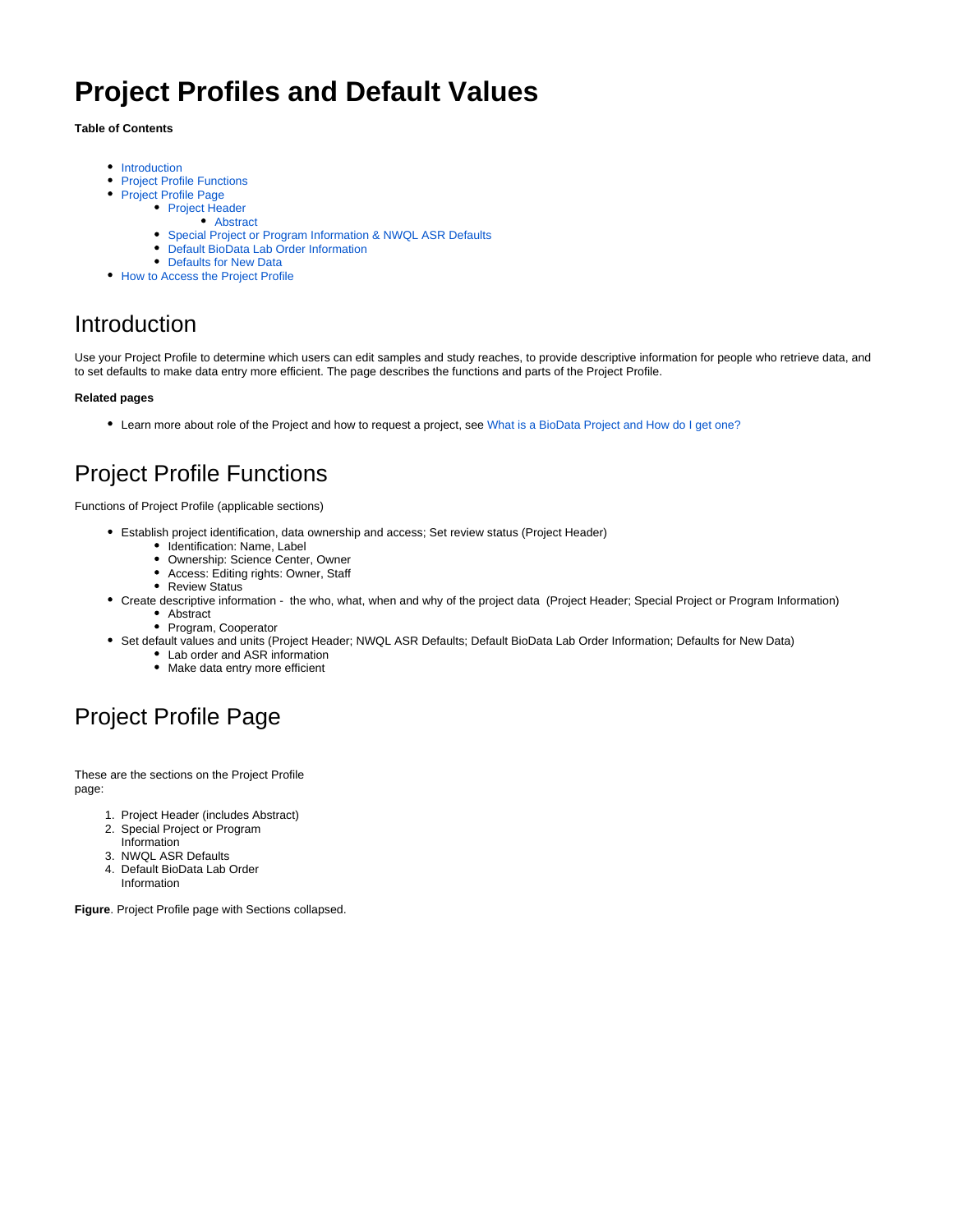# Project Profiles and Default Values

**Table of Contents**

- Introduction
- Project Profile Functions
- Project Profile Page
  - Project Header
    - Abstract
  - Special Project or Program Information & NWQL ASR Defaults
  - Default BioData Lab Order Information
  - Defaults for New Data
- How to Access the Project Profile

## Introduction

Use your Project Profile to determine which users can edit samples and study reaches, to provide descriptive information for people who retrieve data, and to set defaults to make data entry more efficient. The page describes the functions and parts of the Project Profile.

**Related pages**

- Learn more about role of the Project and how to request a project, see What is a BioData Project and How do I get one?

## Project Profile Functions

Functions of Project Profile (applicable sections)

- Establish project identification, data ownership and access; Set review status (Project Header)
  - Identification: Name, Label
  - Ownership: Science Center, Owner
  - Access: Editing rights: Owner, Staff
  - Review Status
- Create descriptive information - the who, what, when and why of the project data (Project Header; Special Project or Program Information)
  - Abstract
  - Program, Cooperator
- Set default values and units (Project Header; NWQL ASR Defaults; Default BioData Lab Order Information; Defaults for New Data)
  - Lab order and ASR information
  - Make data entry more efficient

## Project Profile Page

These are the sections on the Project Profile page:

1. Project Header (includes Abstract)
2. Special Project or Program Information
3. NWQL ASR Defaults
4. Default BioData Lab Order Information

**Figure**. Project Profile page with Sections collapsed.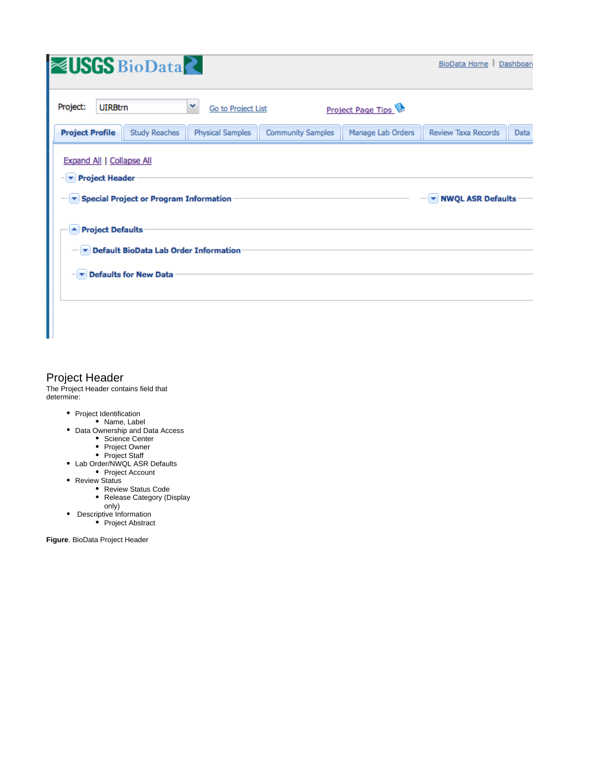## Project Header

The Project Header contains field that determine:

- Project Identification
  - Name, Label
- Data Ownership and Data Access
  - Science Center
  - Project Owner
  - Project Staff
- Lab Order/NWQL ASR Defaults
  - Project Account
- Review Status
  - Review Status Code
  - Release Category (Display only)
- Descriptive Information
  - Project Abstract

**Figure**. BioData Project Header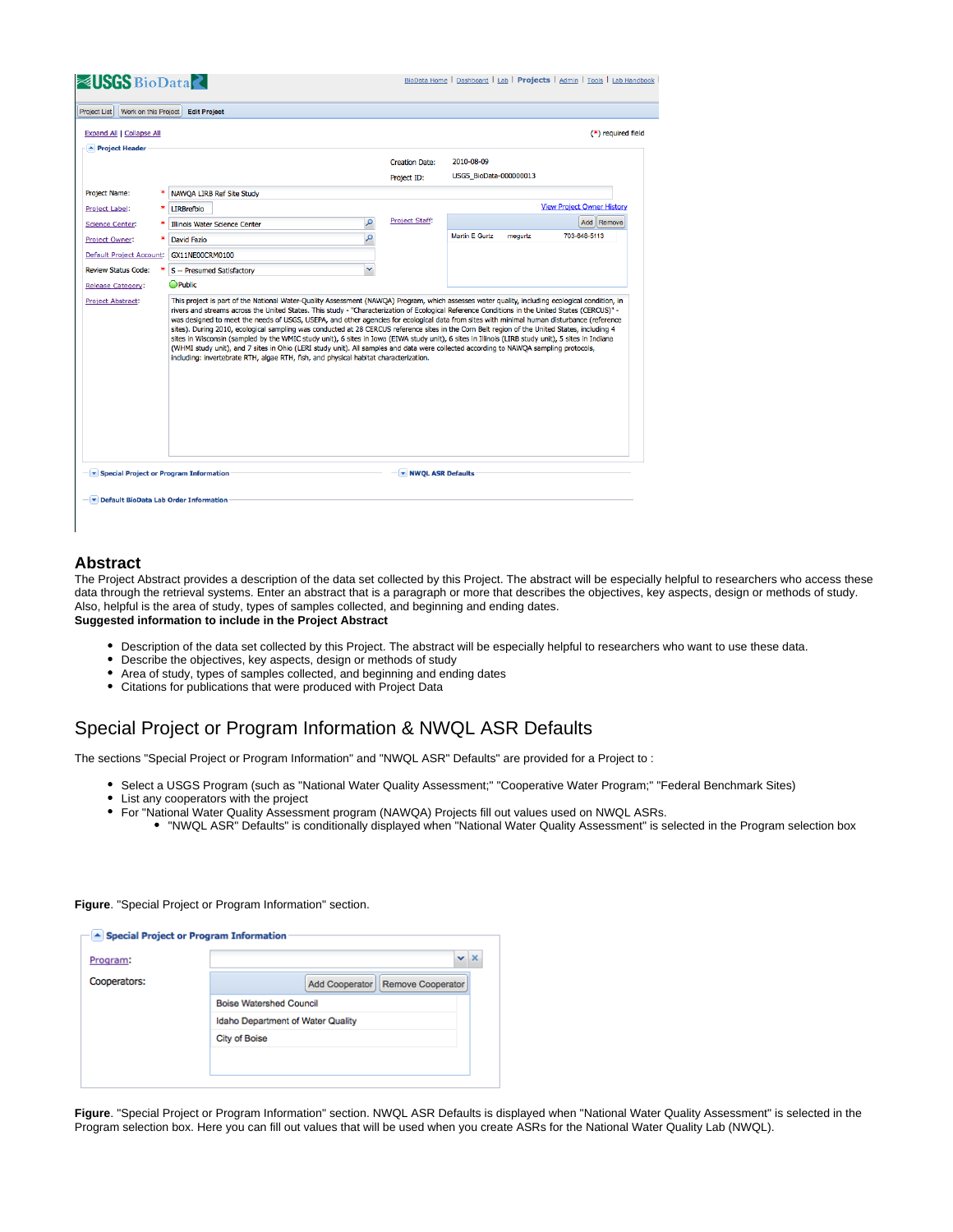## Abstract

The Project Abstract provides a description of the data set collected by this Project. The abstract will be especially helpful to researchers who access these data through the retrieval systems. Enter an abstract that is a paragraph or more that describes the objectives, key aspects, design or methods of study. Also, helpful is the area of study, types of samples collected, and beginning and ending dates.

**Suggested information to include in the Project Abstract**

- Description of the data set collected by this Project. The abstract will be especially helpful to researchers who want to use these data.
- Describe the objectives, key aspects, design or methods of study
- Area of study, types of samples collected, and beginning and ending dates
- Citations for publications that were produced with Project Data

## Special Project or Program Information & NWQL ASR Defaults

The sections "Special Project or Program Information" and "NWQL ASR" Defaults" are provided for a Project to :

- Select a USGS Program (such as "National Water Quality Assessment;" "Cooperative Water Program;" "Federal Benchmark Sites)
- List any cooperators with the project
- For "National Water Quality Assessment program (NAWQA) Projects fill out values used on NWQL ASRs.
  - "NWQL ASR" Defaults" is conditionally displayed when "National Water Quality Assessment" is selected in the Program selection box

**Figure**. "Special Project or Program Information" section.

**Figure**. "Special Project or Program Information" section. NWQL ASR Defaults is displayed when "National Water Quality Assessment" is selected in the Program selection box. Here you can fill out values that will be used when you create ASRs for the National Water Quality Lab (NWQL).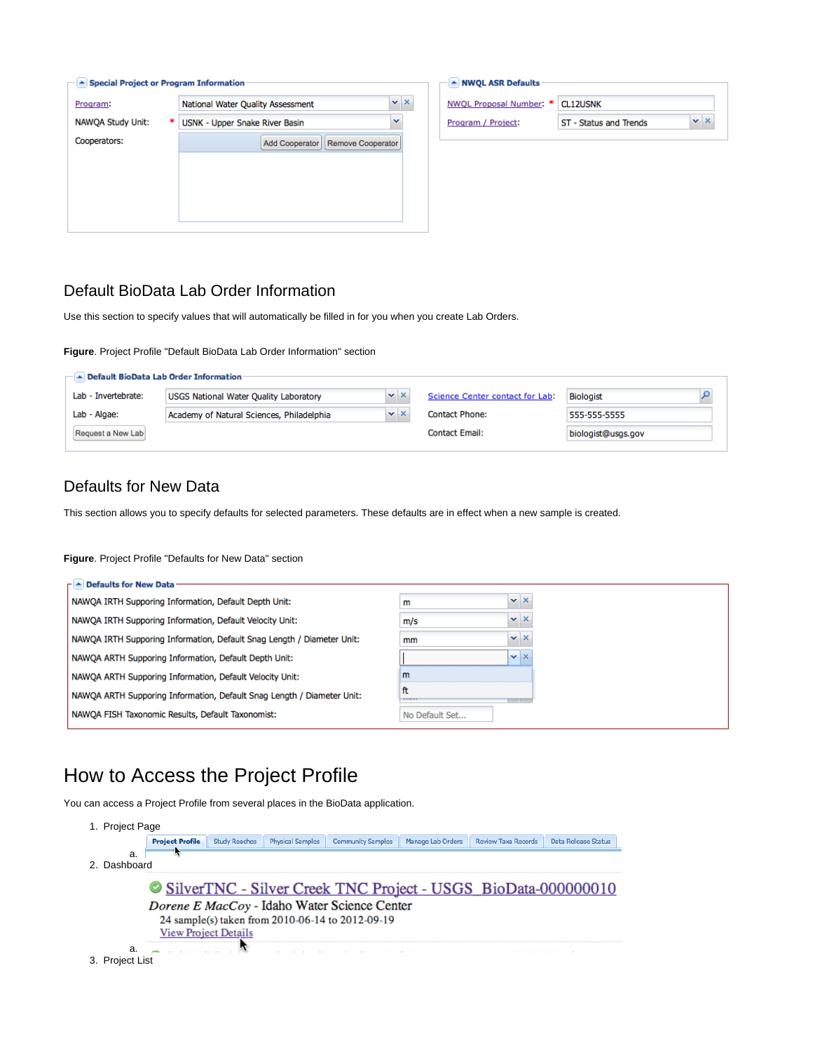Special Project or Program Information

| | |
|---|---|
| Program: | National Water Quality Assessment |
| NAWQA Study Unit: * | USNK - Upper Snake River Basin |
| Cooperators: | Add Cooperator / Remove Cooperator |

NWQL ASR Defaults

| | |
|---|---|
| NWQL Proposal Number: * | CL12USNK |
| Program / Project: | ST - Status and Trends |

## Default BioData Lab Order Information

Use this section to specify values that will automatically be filled in for you when you create Lab Orders.

**Figure**. Project Profile "Default BioData Lab Order Information" section

Default BioData Lab Order Information

| | | | |
|---|---|---|---|
| Lab - Invertebrate: | USGS National Water Quality Laboratory | Science Center contact for Lab: | Biologist |
| Lab - Algae: | Academy of Natural Sciences, Philadelphia | Contact Phone: | 555-555-5555 |
| Request a New Lab | | Contact Email: | biologist@usgs.gov |

## Defaults for New Data

This section allows you to specify defaults for selected parameters. These defaults are in effect when a new sample is created.

**Figure**. Project Profile "Defaults for New Data" section

Defaults for New Data

| | |
|---|---|
| NAWQA IRTH Supporing Information, Default Depth Unit: | m |
| NAWQA IRTH Supporing Information, Default Velocity Unit: | m/s |
| NAWQA IRTH Supporing Information, Default Snag Length / Diameter Unit: | mm |
| NAWQA ARTH Supporing Information, Default Depth Unit: | (m / ft) |
| NAWQA ARTH Supporing Information, Default Velocity Unit: | |
| NAWQA ARTH Supporing Information, Default Snag Length / Diameter Unit: | |
| NAWQA FISH Taxonomic Results, Default Taxonomist: | No Default Set... |

# How to Access the Project Profile

You can access a Project Profile from several places in the BioData application.

1. Project Page
   a. Project Profile | Study Reaches | Physical Samples | Community Samples | Manage Lab Orders | Review Taxa Records | Data Release Status
2. Dashboard
   a. SilverTNC - Silver Creek TNC Project - USGS_BioData-000000010
      *Dorene E MacCoy* - Idaho Water Science Center
      24 sample(s) taken from 2010-06-14 to 2012-09-19
      View Project Details
3. Project List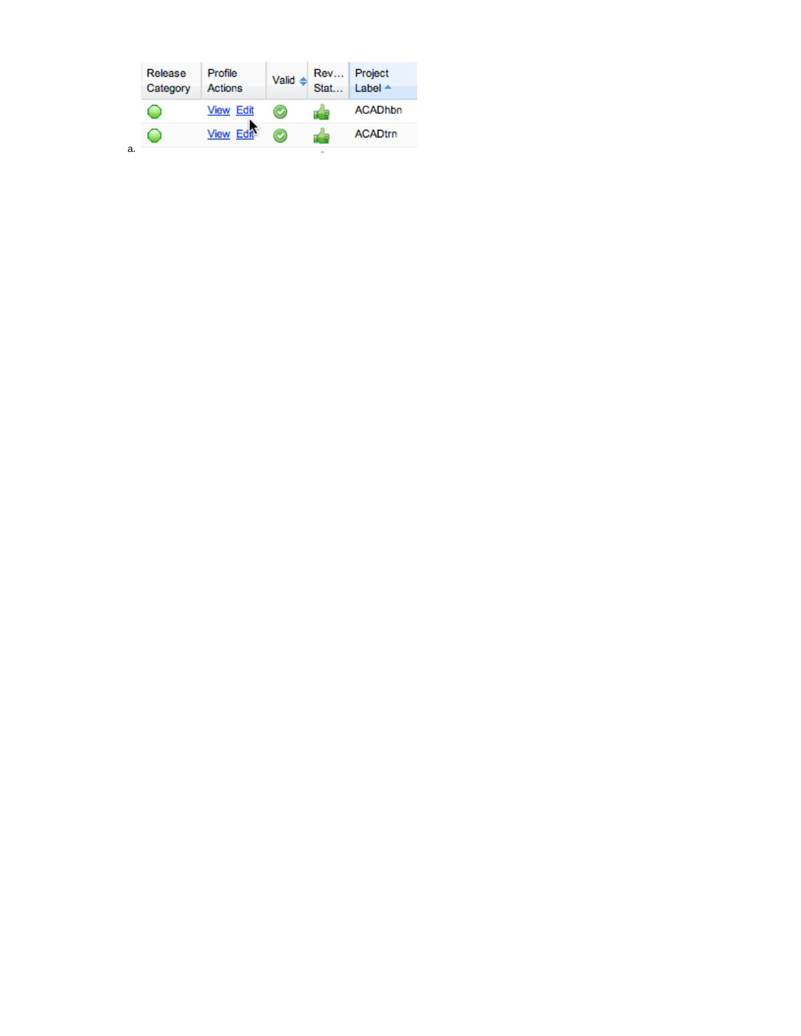a.

| Release Category | Profile Actions | Valid | Rev… Stat… | Project Label |
| --- | --- | --- | --- | --- |
| | View Edit | | | ACADhbn |
| | View Edit | | | ACADtrn |